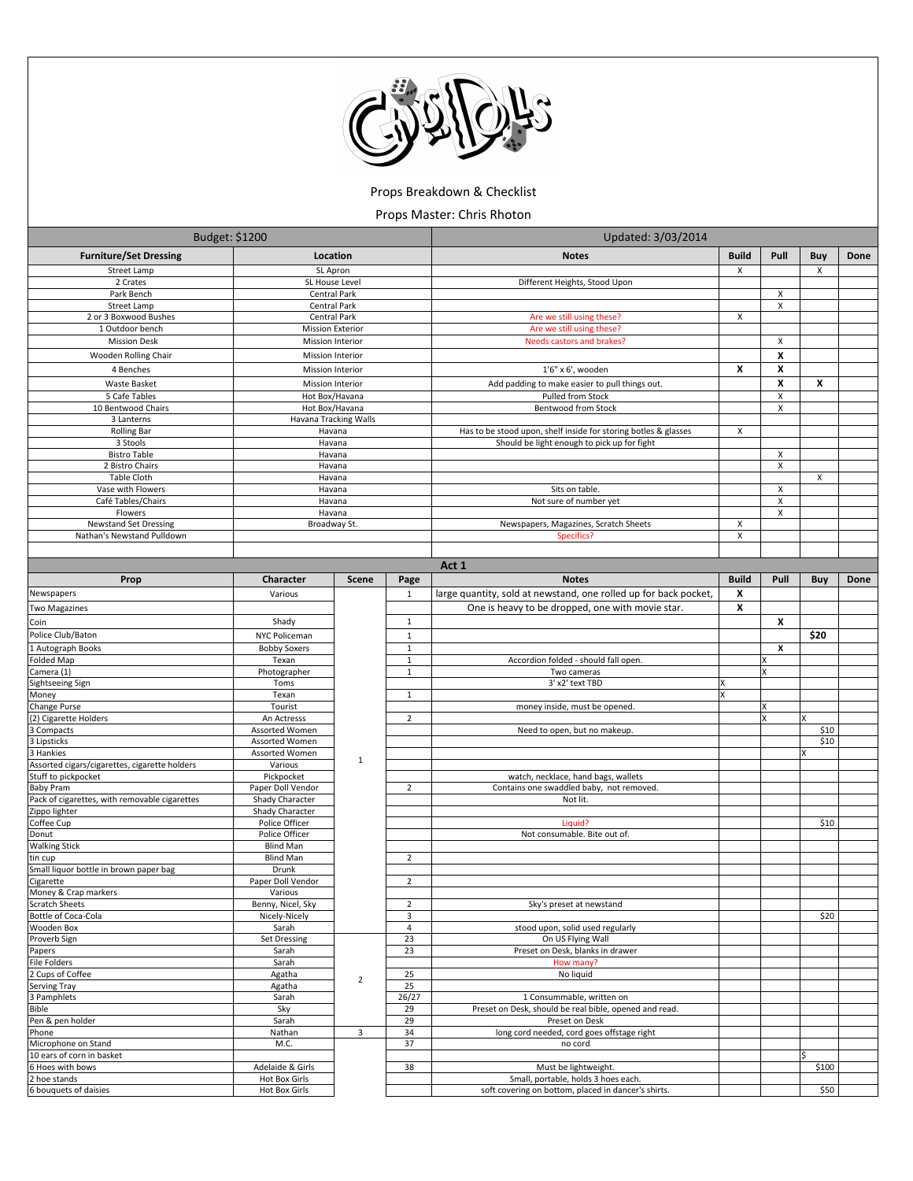# Guys & Dolls

Props Breakdown & Checklist

Props Master: Chris Rhoton

| Budget: $1200 | | Updated: 3/03/2014 | | | | |
|---|---|---|---|---|---|---|
| **Furniture/Set Dressing** | **Location** | **Notes** | **Build** | **Pull** | **Buy** | **Done** |
| Street Lamp | SL Apron | | X | | X | |
| 2 Crates | SL House Level | Different Heights, Stood Upon | | | | |
| Park Bench | Central Park | | | X | | |
| Street Lamp | Central Park | | | X | | |
| 2 or 3 Boxwood Bushes | Central Park | Are we still using these? | X | | | |
| 1 Outdoor bench | Mission Exterior | Are we still using these? | | | | |
| Mission Desk | Mission Interior | Needs castors and brakes? | | X | | |
| Wooden Rolling Chair | Mission Interior | | | **X** | | |
| 4 Benches | Mission Interior | 1'6" x 6', wooden | **X** | **X** | | |
| Waste Basket | Mission Interior | Add padding to make easier to pull things out. | | **X** | **X** | |
| 5 Cafe Tables | Hot Box/Havana | Pulled from Stock | | X | | |
| 10 Bentwood Chairs | Hot Box/Havana | Bentwood from Stock | | X | | |
| 3 Lanterns | Havana Tracking Walls | | | | | |
| Rolling Bar | Havana | Has to be stood upon, shelf inside for storing botles & glasses | X | | | |
| 3 Stools | Havana | Should be light enough to pick up for fight | | | | |
| Bistro Table | Havana | | | X | | |
| 2 Bistro Chairs | Havana | | | X | | |
| Table Cloth | Havana | | | | X | |
| Vase with Flowers | Havana | Sits on table. | | X | | |
| Café Tables/Chairs | Havana | Not sure of number yet | | X | | |
| Flowers | Havana | | | X | | |
| Newstand Set Dressing | Broadway St. | Newspapers, Magazines, Scratch Sheets | X | | | |
| Nathan's Newstand Pulldown | | Specifics? | X | | | |

## Act 1

| Prop | Character | Scene | Page | Notes | Build | Pull | Buy | Done |
|---|---|---|---|---|---|---|---|---|
| Newspapers | Various | 1 | 1 | large quantity, sold at newstand, one rolled up for back pocket, | **X** | | | |
| Two Magazines | | 1 | | One is heavy to be dropped, one with movie star. | **X** | | | |
| Coin | Shady | 1 | 1 | | | **X** | | |
| Police Club/Baton | NYC Policeman | 1 | 1 | | | | **$20** | |
| 1 Autograph Books | Bobby Soxers | 1 | 1 | | | **X** | | |
| Folded Map | Texan | 1 | 1 | Accordion folded - should fall open. | | X | | |
| Camera (1) | Photographer | 1 | 1 | Two cameras | | X | | |
| Sightseeing Sign | Toms | 1 | | 3' x2' text TBD | X | | | |
| Money | Texan | 1 | 1 | | X | | | |
| Change Purse | Tourist | 1 | | money inside, must be opened. | | X | | |
| (2) Cigarette Holders | An Actresss | 1 | 2 | | | X | X | |
| 3 Compacts | Assorted Women | 1 | | Need to open, but no makeup. | | | $10 | |
| 3 Lipsticks | Assorted Women | 1 | | | | | $10 | |
| 3 Hankies | Assorted Women | 1 | | | | | X | |
| Assorted cigars/cigarettes, cigarette holders | Various | 1 | | | | | | |
| Stuff to pickpocket | Pickpocket | 1 | | watch, necklace, hand bags, wallets | | | | |
| Baby Pram | Paper Doll Vendor | 1 | 2 | Contains one swaddled baby, not removed. | | | | |
| Pack of cigarettes, with removable cigarettes | Shady Character | 1 | | Not lit. | | | | |
| Zippo lighter | Shady Character | 1 | | | | | | |
| Coffee Cup | Police Officer | 1 | | Liquid? | | | $10 | |
| Donut | Police Officer | 1 | | Not consumable. Bite out of. | | | | |
| Walking Stick | Blind Man | 1 | | | | | | |
| tin cup | Blind Man | 1 | 2 | | | | | |
| Small liquor bottle in brown paper bag | Drunk | 1 | | | | | | |
| Cigarette | Paper Doll Vendor | 1 | 2 | | | | | |
| Money & Crap markers | Various | 1 | | | | | | |
| Scratch Sheets | Benny, Nicel, Sky | 1 | 2 | Sky's preset at newstand | | | | |
| Bottle of Coca-Cola | Nicely-Nicely | 1 | 3 | | | | $20 | |
| Wooden Box | Sarah | 1 | 4 | stood upon, solid used regularly | | | | |
| Proverb Sign | Set Dressing | 2 | 23 | On US Flying Wall | | | | |
| Papers | Sarah | 2 | 23 | Preset on Desk, blanks in drawer | | | | |
| File Folders | Sarah | 2 | | How many? | | | | |
| 2 Cups of Coffee | Agatha | 2 | 25 | No liquid | | | | |
| Serving Tray | Agatha | 2 | 25 | | | | | |
| 3 Pamphlets | Sarah | 2 | 26/27 | 1 Consummable, written on | | | | |
| Bible | Sky | 2 | 29 | Preset on Desk, should be real bible, opened and read. | | | | |
| Pen & pen holder | Sarah | 2 | 29 | Preset on Desk | | | | |
| Phone | Nathan | 3 | 34 | long cord needed, cord goes offstage right | | | | |
| Microphone on Stand | M.C. | | 37 | no cord | | | | |
| 10 ears of corn in basket | | | | | | | $ | |
| 6 Hoes with bows | Adelaide & Girls | | 38 | Must be lightweight. | | | $100 | |
| 2 hoe stands | Hot Box Girls | | | Small, portable, holds 3 hoes each. | | | | |
| 6 bouquets of daisies | Hot Box Girls | | | soft covering on bottom, placed in dancer's shirts. | | | $50 | |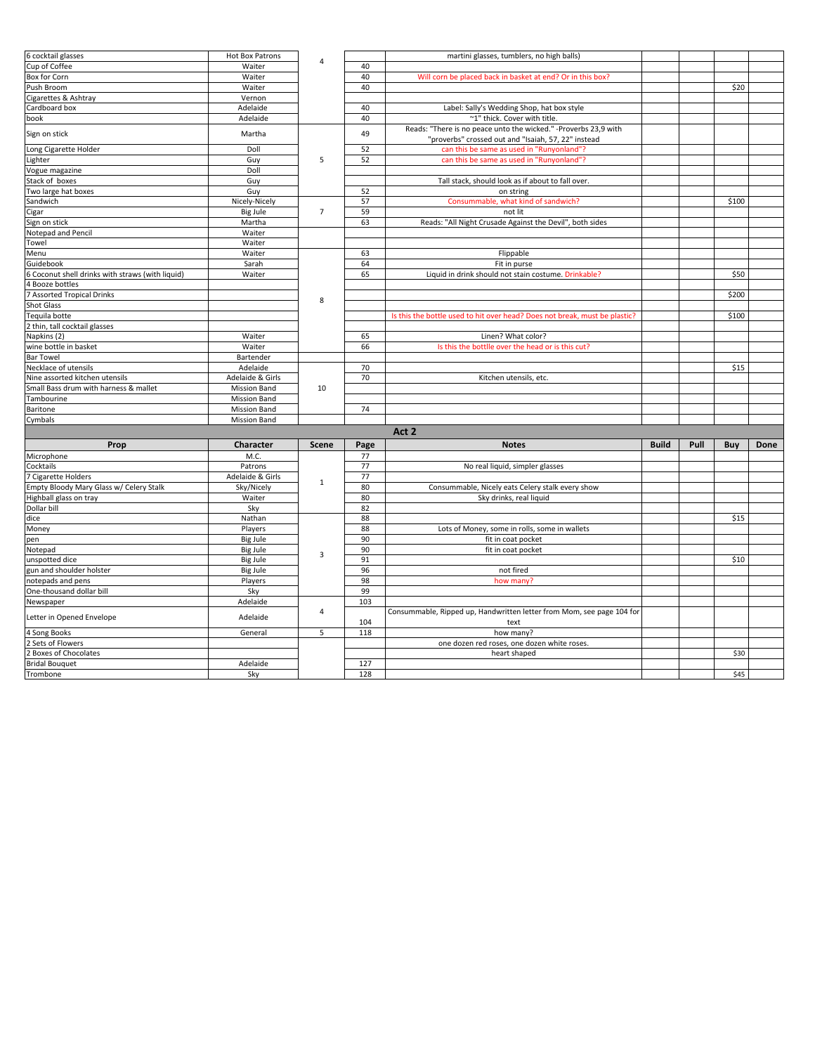| | | | | | | | | |
|---|---|---|---|---|---|---|---|---|
| 6 cocktail glasses | Hot Box Patrons | 4 | | martini glasses, tumblers, no high balls) | | | | |
| Cup of Coffee | Waiter | | 40 | | | | | |
| Box for Corn | Waiter | | 40 | Will corn be placed back in basket at end? Or in this box? | | | | |
| Push Broom | Waiter | | 40 | | | | $20 | |
| Cigarettes & Ashtray | Vernon | | | | | | | |
| Cardboard box | Adelaide | | 40 | Label: Sally's Wedding Shop, hat box style | | | | |
| book | Adelaide | | 40 | ~1" thick. Cover with title. | | | | |
| Sign on stick | Martha | 5 | 49 | Reads: "There is no peace unto the wicked." -Proverbs 23,9 with "proverbs" crossed out and "Isaiah, 57, 22" instead | | | | |
| Long Cigarette Holder | Doll | | 52 | can this be same as used in "Runyonland"? | | | | |
| Lighter | Guy | | 52 | can this be same as used in "Runyonland"? | | | | |
| Vogue magazine | Doll | | | | | | | |
| Stack of boxes | Guy | | | Tall stack, should look as if about to fall over. | | | | |
| Two large hat boxes | Guy | | 52 | on string | | | | |
| Sandwich | Nicely-Nicely | 7 | 57 | Consummable, what kind of sandwich? | | | $100 | |
| Cigar | Big Jule | | 59 | not lit | | | | |
| Sign on stick | Martha | | 63 | Reads: "All Night Crusade Against the Devil", both sides | | | | |
| Notepad and Pencil | Waiter | 8 | | | | | | |
| Towel | Waiter | | | | | | | |
| Menu | Waiter | | 63 | Flippable | | | | |
| Guidebook | Sarah | | 64 | Fit in purse | | | | |
| 6 Coconut shell drinks with straws (with liquid) | Waiter | | 65 | Liquid in drink should not stain costume. Drinkable? | | | $50 | |
| 4 Booze bottles | | | | | | | | |
| 7 Assorted Tropical Drinks | | | | | | | $200 | |
| Shot Glass | | | | | | | | |
| Tequila botte | | | | Is this the bottle used to hit over head? Does not break, must be plastic? | | | $100 | |
| 2 thin, tall cocktail glasses | | | | | | | | |
| Napkins (2) | Waiter | | 65 | Linen? What color? | | | | |
| wine bottle in basket | Waiter | | 66 | Is this the bottlle over the head or is this cut? | | | | |
| Bar Towel | Bartender | | | | | | | |
| Necklace of utensils | Adelaide | 10 | 70 | | | | $15 | |
| Nine assorted kitchen utensils | Adelaide & Girls | | 70 | Kitchen utensils, etc. | | | | |
| Small Bass drum with harness & mallet | Mission Band | | | | | | | |
| Tambourine | Mission Band | | | | | | | |
| Baritone | Mission Band | | 74 | | | | | |
| Cymbals | Mission Band | | | | | | | |

## Act 2

| Prop | Character | Scene | Page | Notes | Build | Pull | Buy | Done |
|---|---|---|---|---|---|---|---|---|
| Microphone | M.C. | 1 | 77 | | | | | |
| Cocktails | Patrons | | 77 | No real liquid, simpler glasses | | | | |
| 7 Cigarette Holders | Adelaide & Girls | | 77 | | | | | |
| Empty Bloody Mary Glass w/ Celery Stalk | Sky/Nicely | | 80 | Consummable, Nicely eats Celery stalk every show | | | | |
| Highball glass on tray | Waiter | | 80 | Sky drinks, real liquid | | | | |
| Dollar bill | Sky | | 82 | | | | | |
| dice | Nathan | 3 | 88 | | | | $15 | |
| Money | Players | | 88 | Lots of Money, some in rolls, some in wallets | | | | |
| pen | Big Jule | | 90 | fit in coat pocket | | | | |
| Notepad | Big Jule | | 90 | fit in coat pocket | | | | |
| unspotted dice | Big Jule | | 91 | | | | $10 | |
| gun and shoulder holster | Big Jule | | 96 | not fired | | | | |
| notepads and pens | Players | | 98 | how many? | | | | |
| One-thousand dollar bill | Sky | | 99 | | | | | |
| Newspaper | Adelaide | 4 | 103 | | | | | |
| Letter in Opened Envelope | Adelaide | | 104 | Consummable, Ripped up, Handwritten letter from Mom, see page 104 for text | | | | |
| 4 Song Books | General | 5 | 118 | how many? | | | | |
| 2 Sets of Flowers | | | | one dozen red roses, one dozen white roses. | | | | |
| 2 Boxes of Chocolates | | | | heart shaped | | | $30 | |
| Bridal Bouquet | Adelaide | | 127 | | | | | |
| Trombone | Sky | | 128 | | | | $45 | |